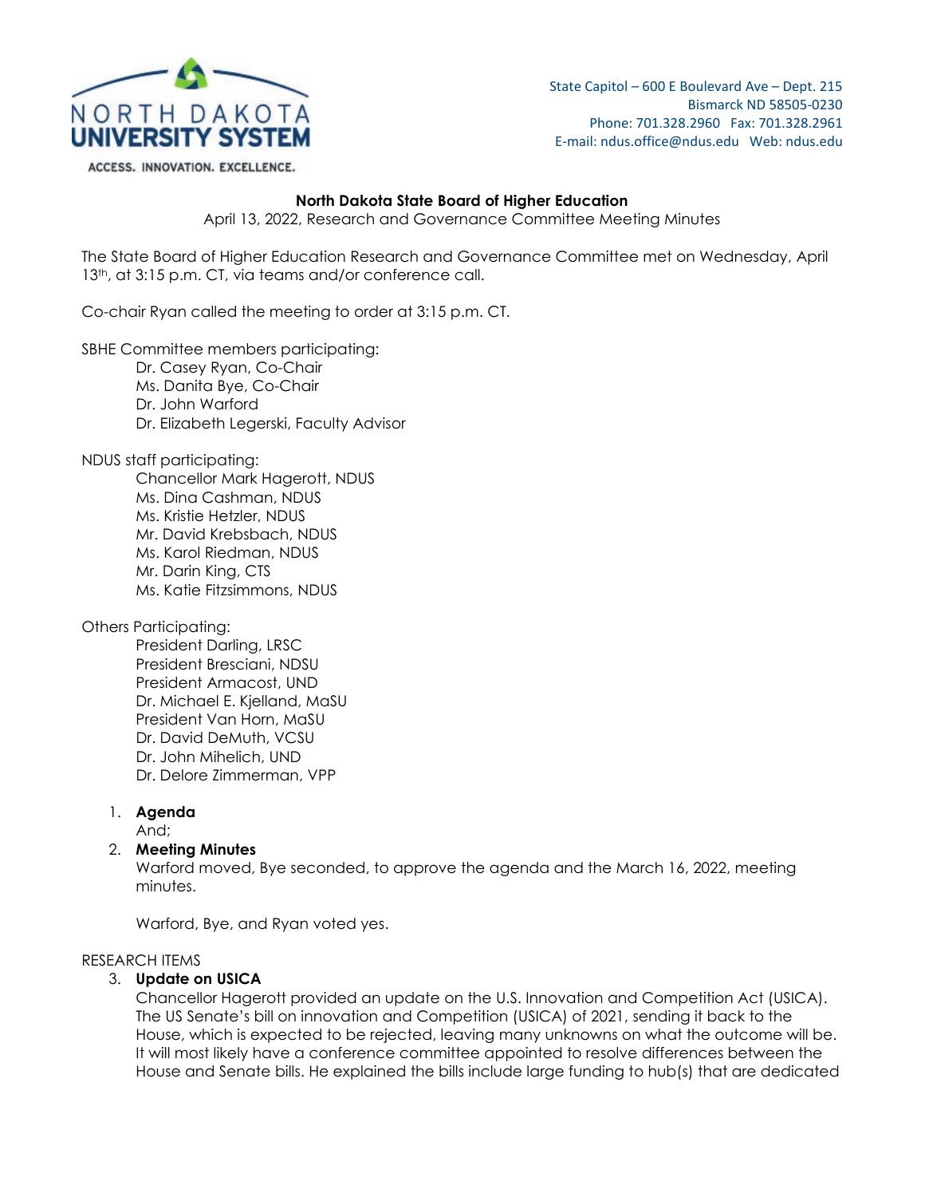NORTH DAKOTA UNIVERSITY SYSTEM

ACCESS. INNOVATION. EXCELLENCE.

State Capitol – 600 E Boulevard Ave – Dept. 215
Bismarck ND 58505-0230
Phone: 701.328.2960 Fax: 701.328.2961
E-mail: ndus.office@ndus.edu Web: ndus.edu

**North Dakota State Board of Higher Education**

April 13, 2022, Research and Governance Committee Meeting Minutes

The State Board of Higher Education Research and Governance Committee met on Wednesday, April 13th, at 3:15 p.m. CT, via teams and/or conference call.

Co-chair Ryan called the meeting to order at 3:15 p.m. CT.

SBHE Committee members participating:

- Dr. Casey Ryan, Co-Chair
- Ms. Danita Bye, Co-Chair
- Dr. John Warford
- Dr. Elizabeth Legerski, Faculty Advisor

NDUS staff participating:

- Chancellor Mark Hagerott, NDUS
- Ms. Dina Cashman, NDUS
- Ms. Kristie Hetzler, NDUS
- Mr. David Krebsbach, NDUS
- Ms. Karol Riedman, NDUS
- Mr. Darin King, CTS
- Ms. Katie Fitzsimmons, NDUS

Others Participating:

- President Darling, LRSC
- President Bresciani, NDSU
- President Armacost, UND
- Dr. Michael E. Kjelland, MaSU
- President Van Horn, MaSU
- Dr. David DeMuth, VCSU
- Dr. John Mihelich, UND
- Dr. Delore Zimmerman, VPP

1. **Agenda**
   And;
2. **Meeting Minutes**
   Warford moved, Bye seconded, to approve the agenda and the March 16, 2022, meeting minutes.

   Warford, Bye, and Ryan voted yes.

RESEARCH ITEMS

3. **Update on USICA**
   Chancellor Hagerott provided an update on the U.S. Innovation and Competition Act (USICA). The US Senate's bill on innovation and Competition (USICA) of 2021, sending it back to the House, which is expected to be rejected, leaving many unknowns on what the outcome will be. It will most likely have a conference committee appointed to resolve differences between the House and Senate bills. He explained the bills include large funding to hub(s) that are dedicated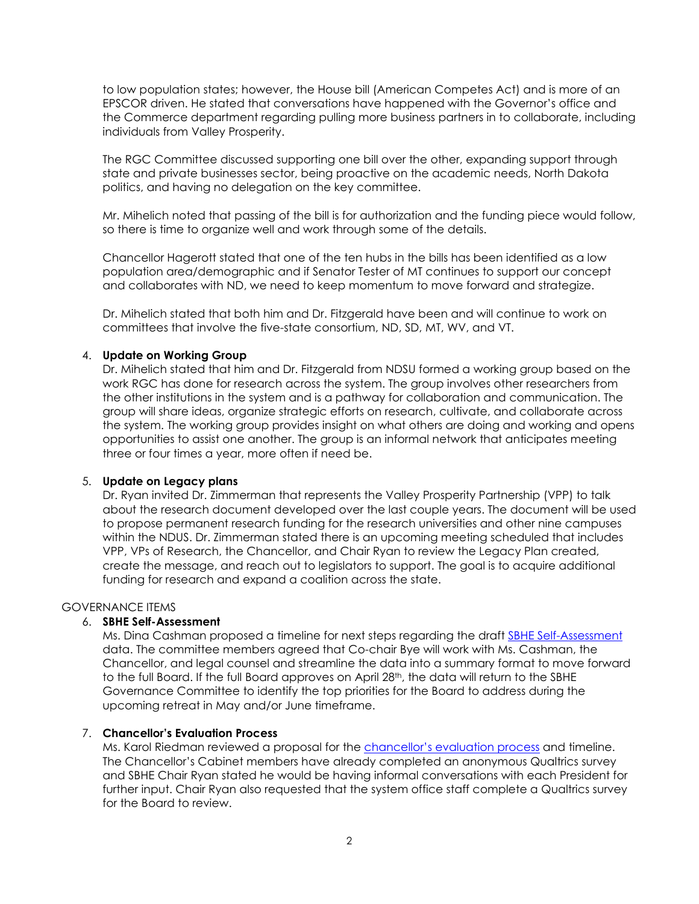to low population states; however, the House bill (American Competes Act) and is more of an EPSCOR driven. He stated that conversations have happened with the Governor's office and the Commerce department regarding pulling more business partners in to collaborate, including individuals from Valley Prosperity.

The RGC Committee discussed supporting one bill over the other, expanding support through state and private businesses sector, being proactive on the academic needs, North Dakota politics, and having no delegation on the key committee.

Mr. Mihelich noted that passing of the bill is for authorization and the funding piece would follow, so there is time to organize well and work through some of the details.

Chancellor Hagerott stated that one of the ten hubs in the bills has been identified as a low population area/demographic and if Senator Tester of MT continues to support our concept and collaborates with ND, we need to keep momentum to move forward and strategize.

Dr. Mihelich stated that both him and Dr. Fitzgerald have been and will continue to work on committees that involve the five-state consortium, ND, SD, MT, WV, and VT.

4. **Update on Working Group**
   Dr. Mihelich stated that him and Dr. Fitzgerald from NDSU formed a working group based on the work RGC has done for research across the system. The group involves other researchers from the other institutions in the system and is a pathway for collaboration and communication. The group will share ideas, organize strategic efforts on research, cultivate, and collaborate across the system. The working group provides insight on what others are doing and working and opens opportunities to assist one another. The group is an informal network that anticipates meeting three or four times a year, more often if need be.

5. **Update on Legacy plans**
   Dr. Ryan invited Dr. Zimmerman that represents the Valley Prosperity Partnership (VPP) to talk about the research document developed over the last couple years. The document will be used to propose permanent research funding for the research universities and other nine campuses within the NDUS. Dr. Zimmerman stated there is an upcoming meeting scheduled that includes VPP, VPs of Research, the Chancellor, and Chair Ryan to review the Legacy Plan created, create the message, and reach out to legislators to support. The goal is to acquire additional funding for research and expand a coalition across the state.

GOVERNANCE ITEMS

6. **SBHE Self-Assessment**
   Ms. Dina Cashman proposed a timeline for next steps regarding the draft SBHE Self-Assessment data. The committee members agreed that Co-chair Bye will work with Ms. Cashman, the Chancellor, and legal counsel and streamline the data into a summary format to move forward to the full Board. If the full Board approves on April 28th, the data will return to the SBHE Governance Committee to identify the top priorities for the Board to address during the upcoming retreat in May and/or June timeframe.

7. **Chancellor's Evaluation Process**
   Ms. Karol Riedman reviewed a proposal for the chancellor's evaluation process and timeline. The Chancellor's Cabinet members have already completed an anonymous Qualtrics survey and SBHE Chair Ryan stated he would be having informal conversations with each President for further input. Chair Ryan also requested that the system office staff complete a Qualtrics survey for the Board to review.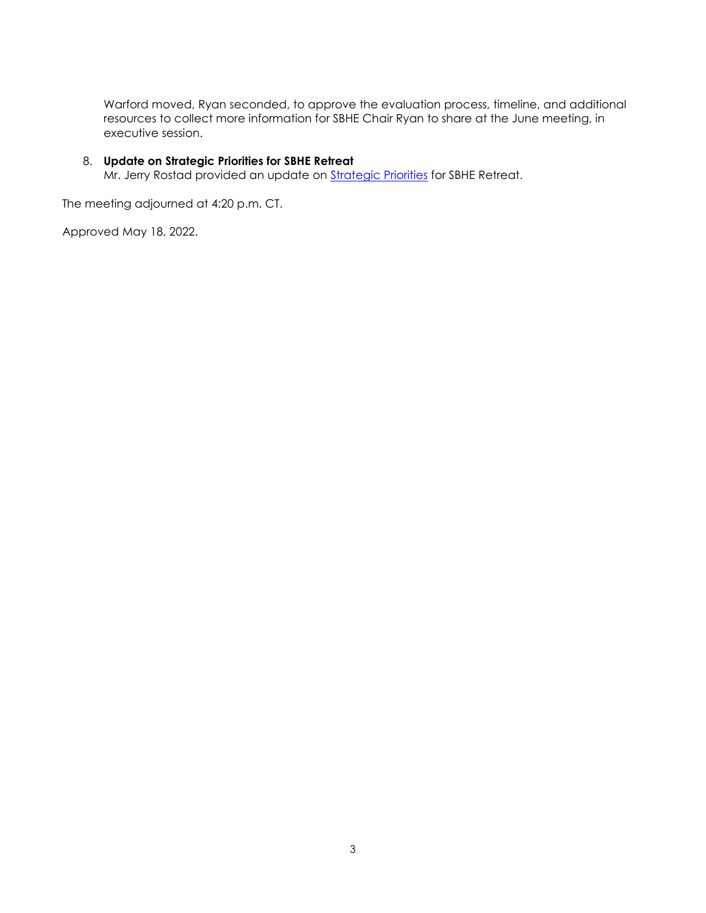Warford moved, Ryan seconded, to approve the evaluation process, timeline, and additional resources to collect more information for SBHE Chair Ryan to share at the June meeting, in executive session.

8. **Update on Strategic Priorities for SBHE Retreat**
   Mr. Jerry Rostad provided an update on Strategic Priorities for SBHE Retreat.

The meeting adjourned at 4:20 p.m. CT.

Approved May 18, 2022.